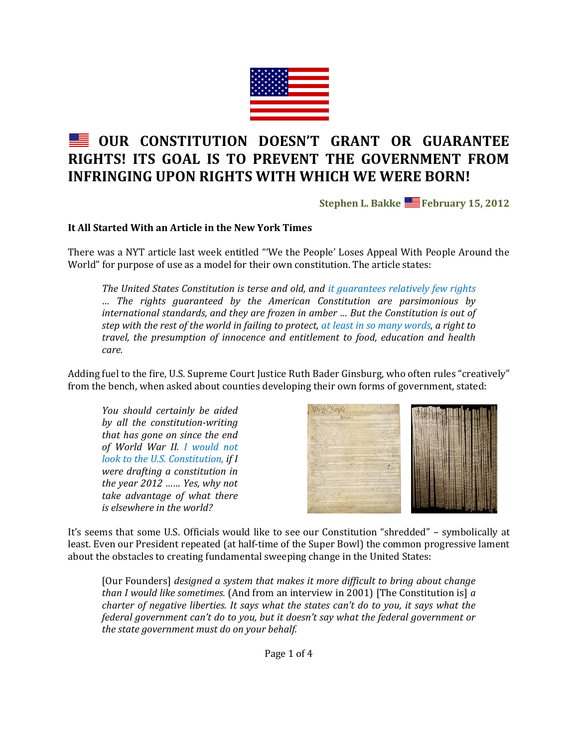# OUR CONSTITUTION DOESN'T GRANT OR GUARANTEE RIGHTS! ITS GOAL IS TO PREVENT THE GOVERNMENT FROM INFRINGING UPON RIGHTS WITH WHICH WE WERE BORN!

**Stephen L. Bakke February 15, 2012**

### It All Started With an Article in the New York Times

There was a NYT article last week entitled "'We the People' Loses Appeal With People Around the World" for purpose of use as a model for their own constitution. The article states:

> *The United States Constitution is terse and old, and it guarantees relatively few rights … The rights guaranteed by the American Constitution are parsimonious by international standards, and they are frozen in amber … But the Constitution is out of step with the rest of the world in failing to protect, at least in so many words, a right to travel, the presumption of innocence and entitlement to food, education and health care.*

Adding fuel to the fire, U.S. Supreme Court Justice Ruth Bader Ginsburg, who often rules "creatively" from the bench, when asked about counties developing their own forms of government, stated:

> *You should certainly be aided by all the constitution-writing that has gone on since the end of World War II. I would not look to the U.S. Constitution, if I were drafting a constitution in the year 2012 …… Yes, why not take advantage of what there is elsewhere in the world?*

It's seems that some U.S. Officials would like to see our Constitution "shredded" – symbolically at least. Even our President repeated (at half-time of the Super Bowl) the common progressive lament about the obstacles to creating fundamental sweeping change in the United States:

> [Our Founders] *designed a system that makes it more difficult to bring about change than I would like sometimes.* (And from an interview in 2001) [The Constitution is] *a charter of negative liberties. It says what the states can't do to you, it says what the federal government can't do to you, but it doesn't say what the federal government or the state government must do on your behalf.*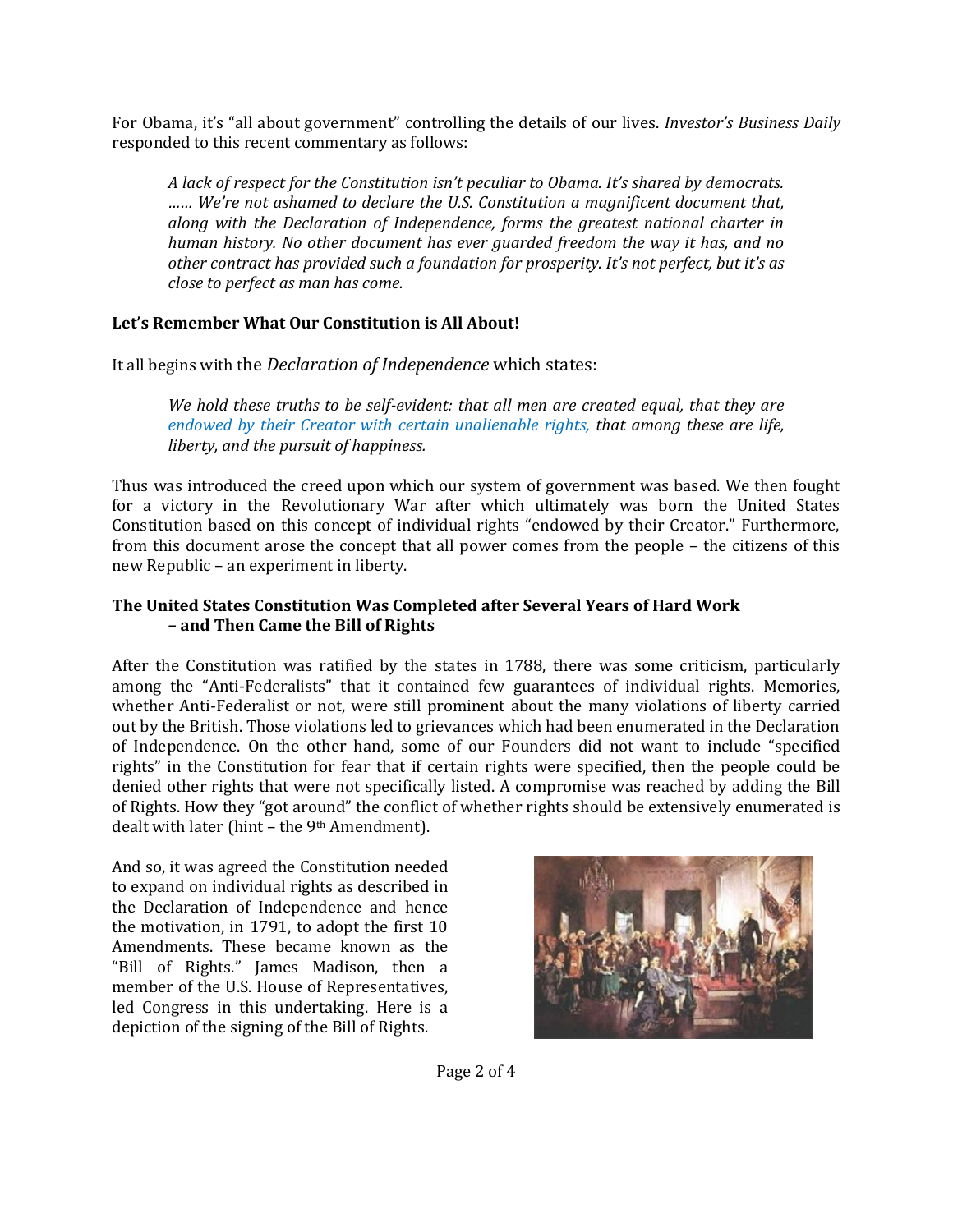For Obama, it's "all about government" controlling the details of our lives. *Investor's Business Daily* responded to this recent commentary as follows:

> *A lack of respect for the Constitution isn't peculiar to Obama. It's shared by democrats. …… We're not ashamed to declare the U.S. Constitution a magnificent document that, along with the Declaration of Independence, forms the greatest national charter in human history. No other document has ever guarded freedom the way it has, and no other contract has provided such a foundation for prosperity. It's not perfect, but it's as close to perfect as man has come.*

**Let's Remember What Our Constitution is All About!**

It all begins with the *Declaration of Independence* which states:

> *We hold these truths to be self-evident: that all men are created equal, that they are endowed by their Creator with certain unalienable rights, that among these are life, liberty, and the pursuit of happiness.*

Thus was introduced the creed upon which our system of government was based. We then fought for a victory in the Revolutionary War after which ultimately was born the United States Constitution based on this concept of individual rights "endowed by their Creator." Furthermore, from this document arose the concept that all power comes from the people – the citizens of this new Republic – an experiment in liberty.

**The United States Constitution Was Completed after Several Years of Hard Work – and Then Came the Bill of Rights**

After the Constitution was ratified by the states in 1788, there was some criticism, particularly among the "Anti-Federalists" that it contained few guarantees of individual rights. Memories, whether Anti-Federalist or not, were still prominent about the many violations of liberty carried out by the British. Those violations led to grievances which had been enumerated in the Declaration of Independence. On the other hand, some of our Founders did not want to include "specified rights" in the Constitution for fear that if certain rights were specified, then the people could be denied other rights that were not specifically listed. A compromise was reached by adding the Bill of Rights. How they "got around" the conflict of whether rights should be extensively enumerated is dealt with later (hint – the 9th Amendment).

And so, it was agreed the Constitution needed to expand on individual rights as described in the Declaration of Independence and hence the motivation, in 1791, to adopt the first 10 Amendments. These became known as the "Bill of Rights." James Madison, then a member of the U.S. House of Representatives, led Congress in this undertaking. Here is a depiction of the signing of the Bill of Rights.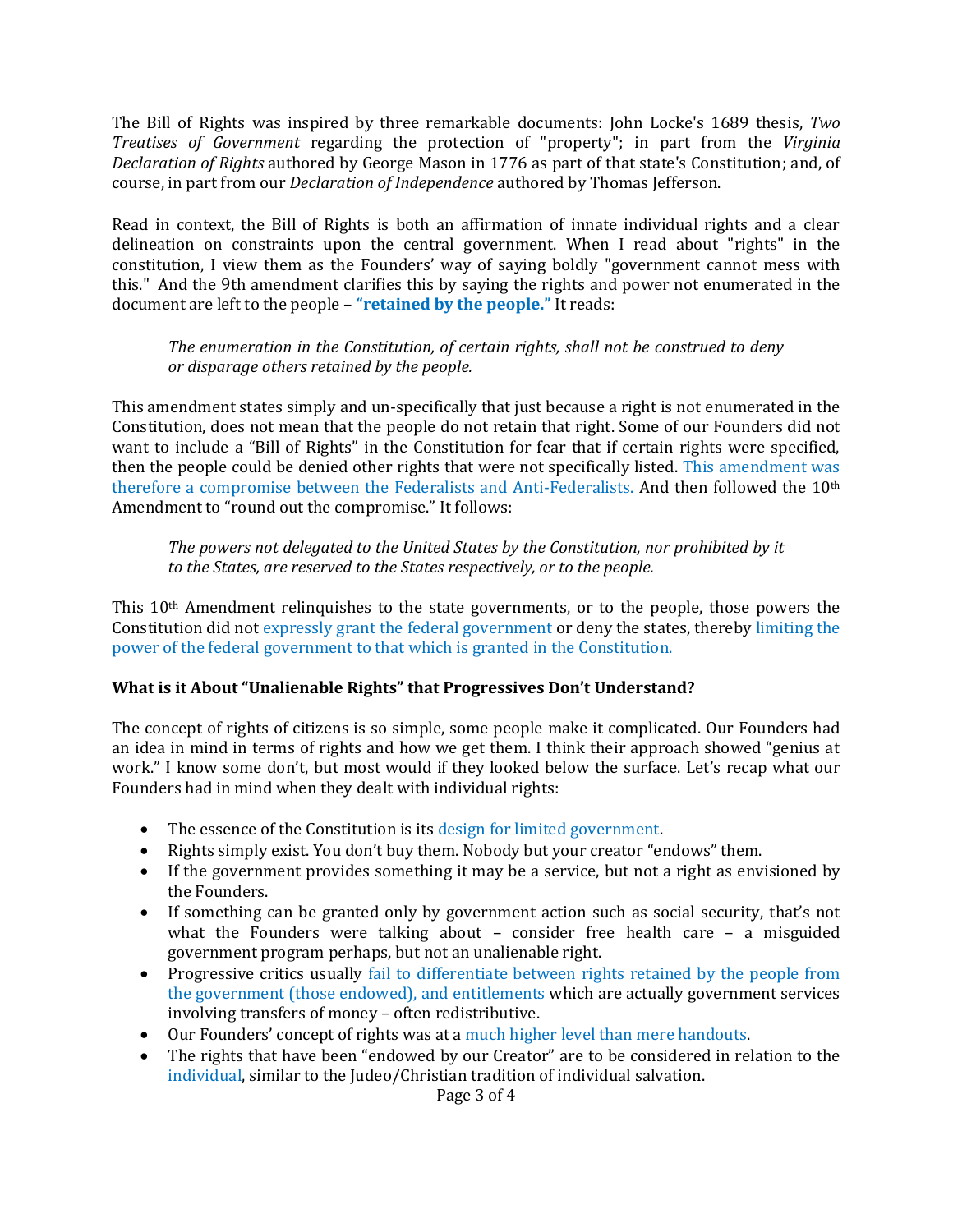The Bill of Rights was inspired by three remarkable documents: John Locke's 1689 thesis, *Two Treatises of Government* regarding the protection of "property"; in part from the *Virginia Declaration of Rights* authored by George Mason in 1776 as part of that state's Constitution; and, of course, in part from our *Declaration of Independence* authored by Thomas Jefferson.

Read in context, the Bill of Rights is both an affirmation of innate individual rights and a clear delineation on constraints upon the central government. When I read about "rights" in the constitution, I view them as the Founders' way of saying boldly "government cannot mess with this." And the 9th amendment clarifies this by saying the rights and power not enumerated in the document are left to the people – **"retained by the people."** It reads:

> *The enumeration in the Constitution, of certain rights, shall not be construed to deny or disparage others retained by the people.*

This amendment states simply and un-specifically that just because a right is not enumerated in the Constitution, does not mean that the people do not retain that right. Some of our Founders did not want to include a "Bill of Rights" in the Constitution for fear that if certain rights were specified, then the people could be denied other rights that were not specifically listed. This amendment was therefore a compromise between the Federalists and Anti-Federalists. And then followed the 10th Amendment to "round out the compromise." It follows:

> *The powers not delegated to the United States by the Constitution, nor prohibited by it to the States, are reserved to the States respectively, or to the people.*

This 10th Amendment relinquishes to the state governments, or to the people, those powers the Constitution did not expressly grant the federal government or deny the states, thereby limiting the power of the federal government to that which is granted in the Constitution.

**What is it About "Unalienable Rights" that Progressives Don't Understand?**

The concept of rights of citizens is so simple, some people make it complicated. Our Founders had an idea in mind in terms of rights and how we get them. I think their approach showed "genius at work." I know some don't, but most would if they looked below the surface. Let's recap what our Founders had in mind when they dealt with individual rights:

- The essence of the Constitution is its design for limited government.
- Rights simply exist. You don't buy them. Nobody but your creator "endows" them.
- If the government provides something it may be a service, but not a right as envisioned by the Founders.
- If something can be granted only by government action such as social security, that's not what the Founders were talking about – consider free health care – a misguided government program perhaps, but not an unalienable right.
- Progressive critics usually fail to differentiate between rights retained by the people from the government (those endowed), and entitlements which are actually government services involving transfers of money – often redistributive.
- Our Founders' concept of rights was at a much higher level than mere handouts.
- The rights that have been "endowed by our Creator" are to be considered in relation to the individual, similar to the Judeo/Christian tradition of individual salvation.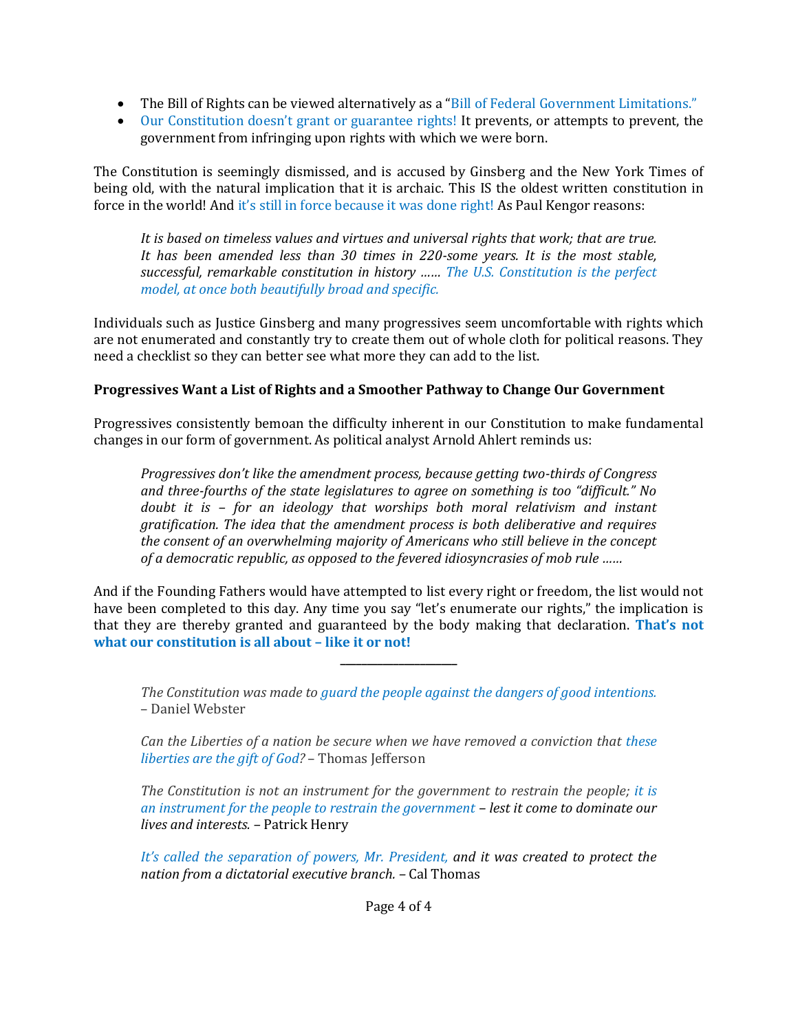- The Bill of Rights can be viewed alternatively as a "Bill of Federal Government Limitations."
- Our Constitution doesn't grant or guarantee rights! It prevents, or attempts to prevent, the government from infringing upon rights with which we were born.

The Constitution is seemingly dismissed, and is accused by Ginsberg and the New York Times of being old, with the natural implication that it is archaic. This IS the oldest written constitution in force in the world! And it's still in force because it was done right! As Paul Kengor reasons:

> *It is based on timeless values and virtues and universal rights that work; that are true. It has been amended less than 30 times in 220-some years. It is the most stable, successful, remarkable constitution in history …… The U.S. Constitution is the perfect model, at once both beautifully broad and specific.*

Individuals such as Justice Ginsberg and many progressives seem uncomfortable with rights which are not enumerated and constantly try to create them out of whole cloth for political reasons. They need a checklist so they can better see what more they can add to the list.

**Progressives Want a List of Rights and a Smoother Pathway to Change Our Government**

Progressives consistently bemoan the difficulty inherent in our Constitution to make fundamental changes in our form of government. As political analyst Arnold Ahlert reminds us:

> *Progressives don't like the amendment process, because getting two-thirds of Congress and three-fourths of the state legislatures to agree on something is too "difficult." No doubt it is – for an ideology that worships both moral relativism and instant gratification. The idea that the amendment process is both deliberative and requires the consent of an overwhelming majority of Americans who still believe in the concept of a democratic republic, as opposed to the fevered idiosyncrasies of mob rule ……*

And if the Founding Fathers would have attempted to list every right or freedom, the list would not have been completed to this day. Any time you say "let's enumerate our rights," the implication is that they are thereby granted and guaranteed by the body making that declaration. **That's not what our constitution is all about – like it or not!**

---

> *The Constitution was made to guard the people against the dangers of good intentions.* – Daniel Webster

> *Can the Liberties of a nation be secure when we have removed a conviction that these liberties are the gift of God?* – Thomas Jefferson

> *The Constitution is not an instrument for the government to restrain the people; it is an instrument for the people to restrain the government – lest it come to dominate our lives and interests.* – Patrick Henry

> *It's called the separation of powers, Mr. President, and it was created to protect the nation from a dictatorial executive branch.* – Cal Thomas